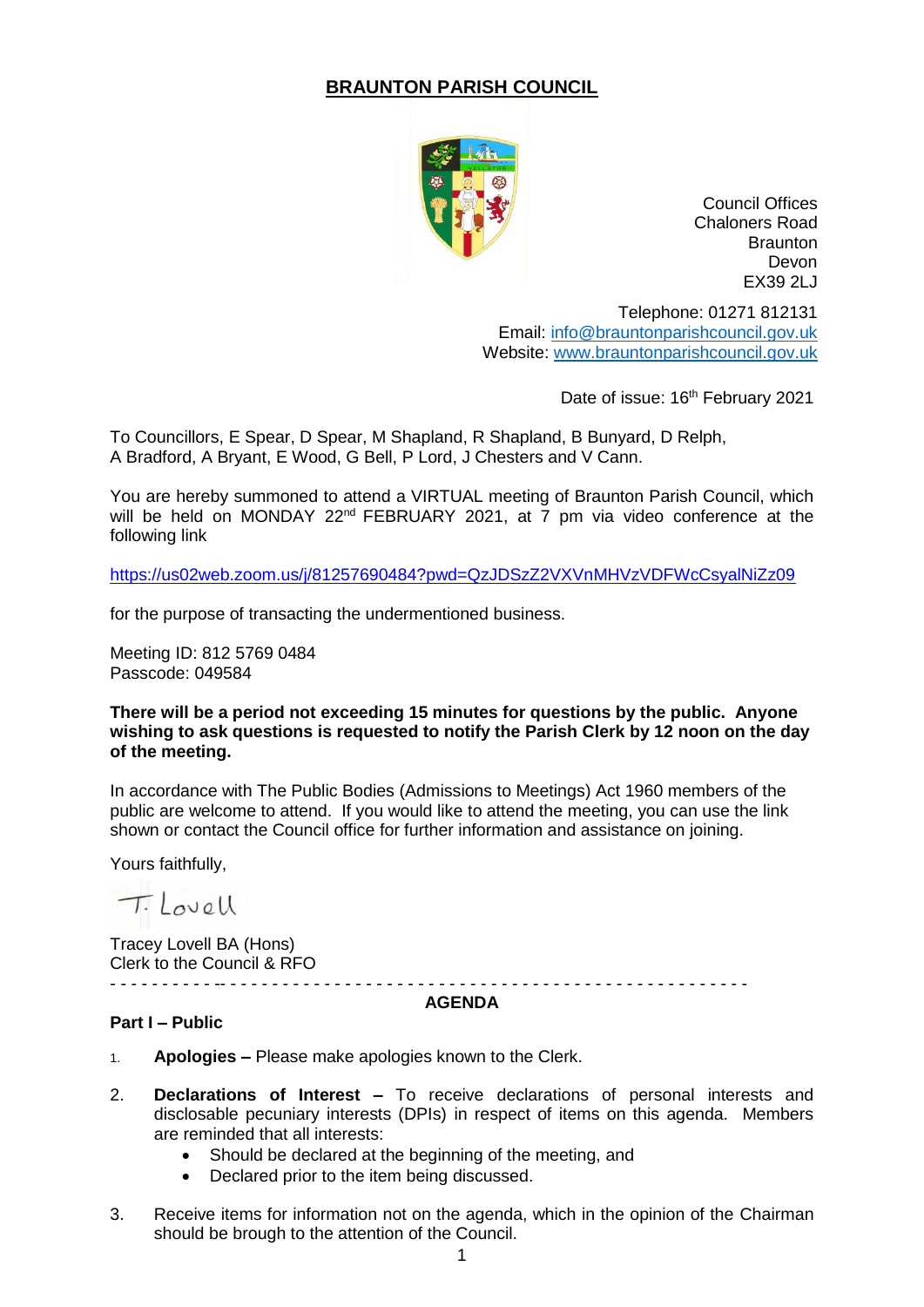# BRAUNTON PARISH COUNCIL

Council Offices
Chaloners Road
Braunton
Devon
EX39 2LJ

Telephone: 01271 812131
Email: info@brauntonparishcouncil.gov.uk
Website: www.brauntonparishcouncil.gov.uk

Date of issue: 16th February 2021

To Councillors, E Spear, D Spear, M Shapland, R Shapland, B Bunyard, D Relph, A Bradford, A Bryant, E Wood, G Bell, P Lord, J Chesters and V Cann.

You are hereby summoned to attend a VIRTUAL meeting of Braunton Parish Council, which will be held on MONDAY 22nd FEBRUARY 2021, at 7 pm via video conference at the following link

https://us02web.zoom.us/j/81257690484?pwd=QzJDSzZ2VXVnMHVzVDFWcCsyalNiZz09

for the purpose of transacting the undermentioned business.

Meeting ID: 812 5769 0484
Passcode: 049584

**There will be a period not exceeding 15 minutes for questions by the public. Anyone wishing to ask questions is requested to notify the Parish Clerk by 12 noon on the day of the meeting.**

In accordance with The Public Bodies (Admissions to Meetings) Act 1960 members of the public are welcome to attend. If you would like to attend the meeting, you can use the link shown or contact the Council office for further information and assistance on joining.

Yours faithfully,

T. Lovell

Tracey Lovell BA (Hons)
Clerk to the Council & RFO

---

## AGENDA

### Part I – Public

1. **Apologies –** Please make apologies known to the Clerk.

2. **Declarations of Interest –** To receive declarations of personal interests and disclosable pecuniary interests (DPIs) in respect of items on this agenda. Members are reminded that all interests:
   - Should be declared at the beginning of the meeting, and
   - Declared prior to the item being discussed.

3. Receive items for information not on the agenda, which in the opinion of the Chairman should be brough to the attention of the Council.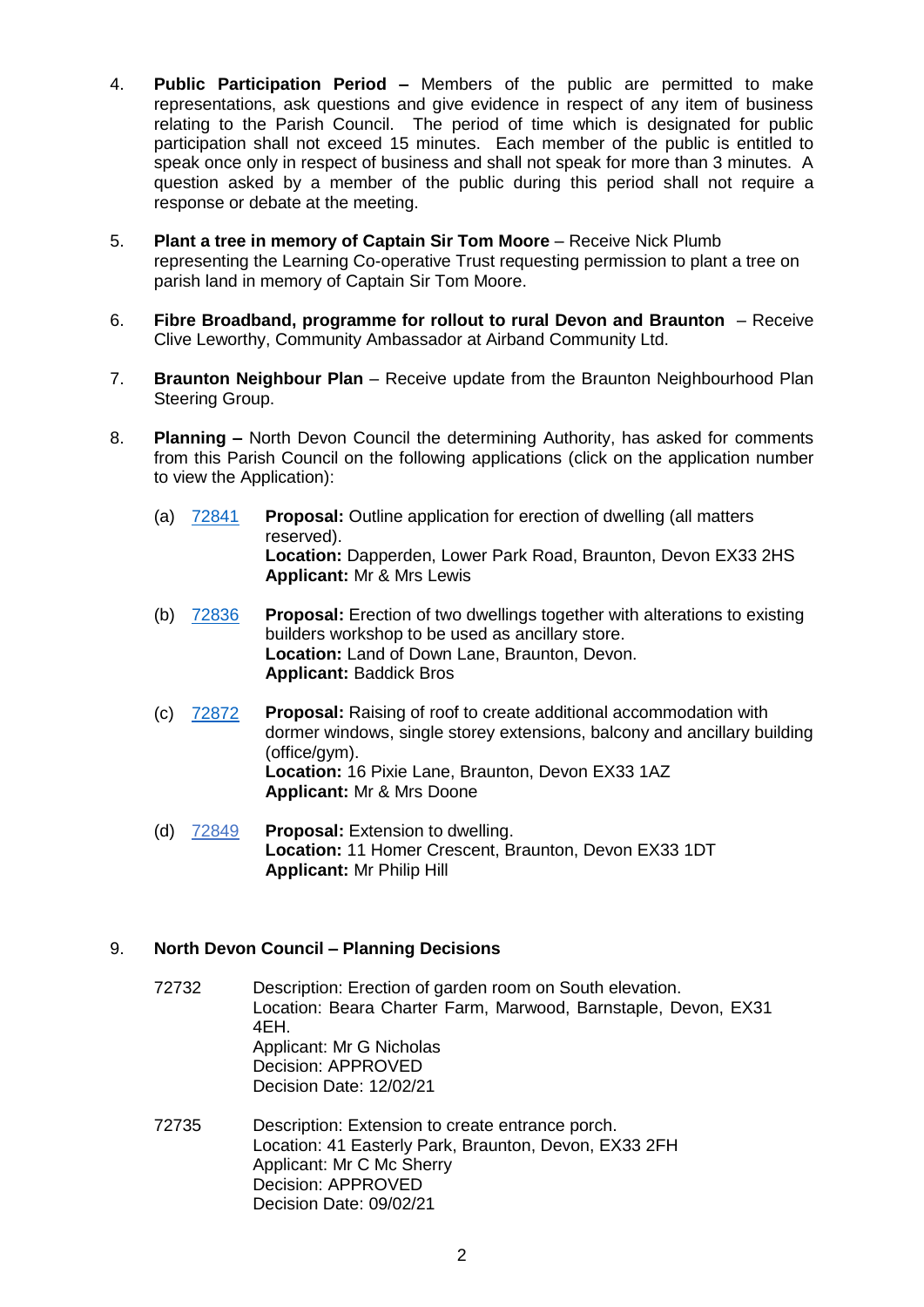4. **Public Participation Period –** Members of the public are permitted to make representations, ask questions and give evidence in respect of any item of business relating to the Parish Council. The period of time which is designated for public participation shall not exceed 15 minutes. Each member of the public is entitled to speak once only in respect of business and shall not speak for more than 3 minutes. A question asked by a member of the public during this period shall not require a response or debate at the meeting.

5. **Plant a tree in memory of Captain Sir Tom Moore** – Receive Nick Plumb representing the Learning Co-operative Trust requesting permission to plant a tree on parish land in memory of Captain Sir Tom Moore.

6. **Fibre Broadband, programme for rollout to rural Devon and Braunton** – Receive Clive Leworthy, Community Ambassador at Airband Community Ltd.

7. **Braunton Neighbour Plan** – Receive update from the Braunton Neighbourhood Plan Steering Group.

8. **Planning –** North Devon Council the determining Authority, has asked for comments from this Parish Council on the following applications (click on the application number to view the Application):

   (a) 72841 **Proposal:** Outline application for erection of dwelling (all matters reserved).
   **Location:** Dapperden, Lower Park Road, Braunton, Devon EX33 2HS
   **Applicant:** Mr & Mrs Lewis

   (b) 72836 **Proposal:** Erection of two dwellings together with alterations to existing builders workshop to be used as ancillary store.
   **Location:** Land of Down Lane, Braunton, Devon.
   **Applicant:** Baddick Bros

   (c) 72872 **Proposal:** Raising of roof to create additional accommodation with dormer windows, single storey extensions, balcony and ancillary building (office/gym).
   **Location:** 16 Pixie Lane, Braunton, Devon EX33 1AZ
   **Applicant:** Mr & Mrs Doone

   (d) 72849 **Proposal:** Extension to dwelling.
   **Location:** 11 Homer Crescent, Braunton, Devon EX33 1DT
   **Applicant:** Mr Philip Hill

9. **North Devon Council – Planning Decisions**

   72732 Description: Erection of garden room on South elevation.
   Location: Beara Charter Farm, Marwood, Barnstaple, Devon, EX31 4EH.
   Applicant: Mr G Nicholas
   Decision: APPROVED
   Decision Date: 12/02/21

   72735 Description: Extension to create entrance porch.
   Location: 41 Easterly Park, Braunton, Devon, EX33 2FH
   Applicant: Mr C Mc Sherry
   Decision: APPROVED
   Decision Date: 09/02/21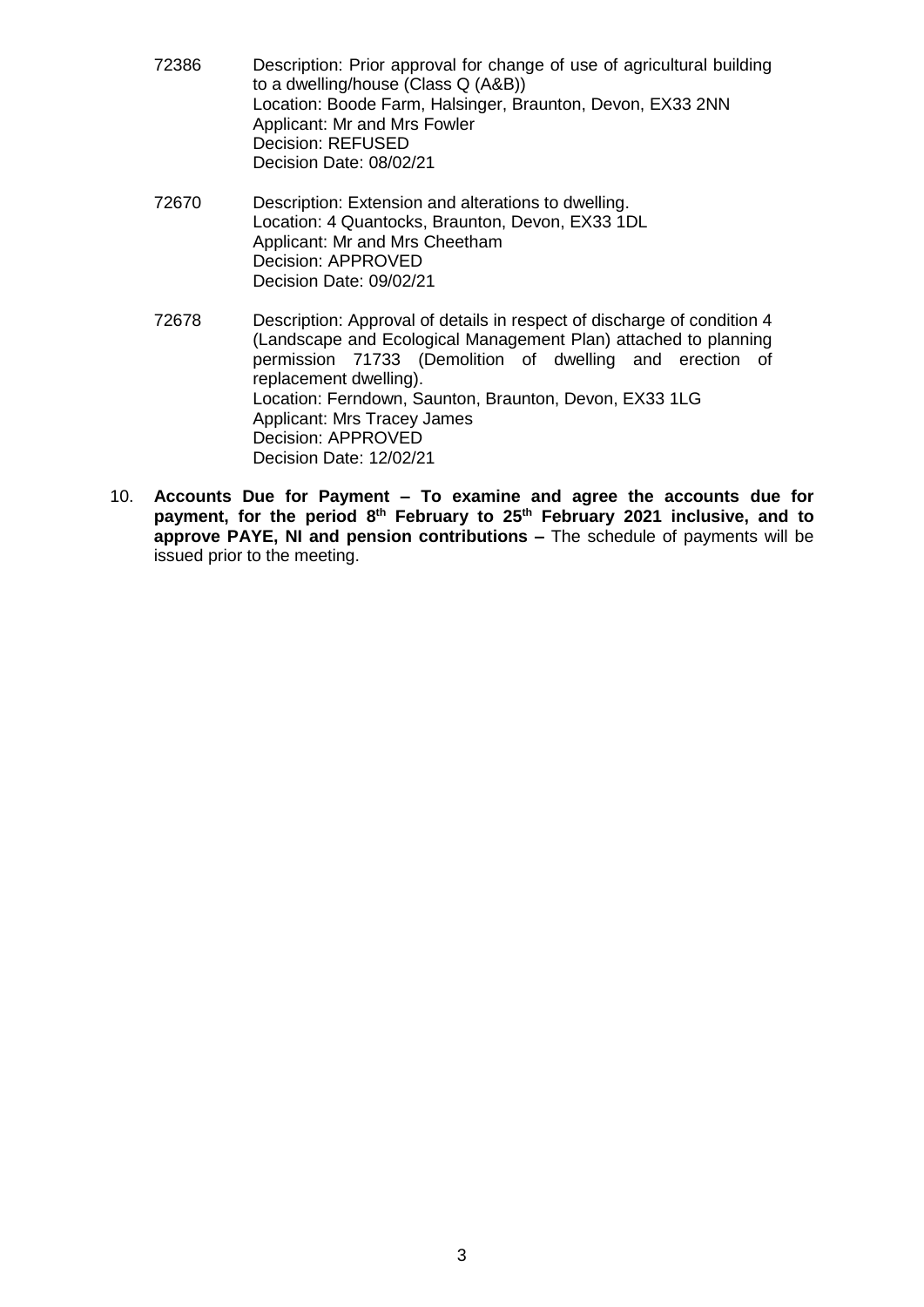72386 Description: Prior approval for change of use of agricultural building to a dwelling/house (Class Q (A&B))
Location: Boode Farm, Halsinger, Braunton, Devon, EX33 2NN
Applicant: Mr and Mrs Fowler
Decision: REFUSED
Decision Date: 08/02/21

72670 Description: Extension and alterations to dwelling.
Location: 4 Quantocks, Braunton, Devon, EX33 1DL
Applicant: Mr and Mrs Cheetham
Decision: APPROVED
Decision Date: 09/02/21

72678 Description: Approval of details in respect of discharge of condition 4 (Landscape and Ecological Management Plan) attached to planning permission 71733 (Demolition of dwelling and erection of replacement dwelling).
Location: Ferndown, Saunton, Braunton, Devon, EX33 1LG
Applicant: Mrs Tracey James
Decision: APPROVED
Decision Date: 12/02/21

10. **Accounts Due for Payment – To examine and agree the accounts due for payment, for the period 8th February to 25th February 2021 inclusive, and to approve PAYE, NI and pension contributions –** The schedule of payments will be issued prior to the meeting.